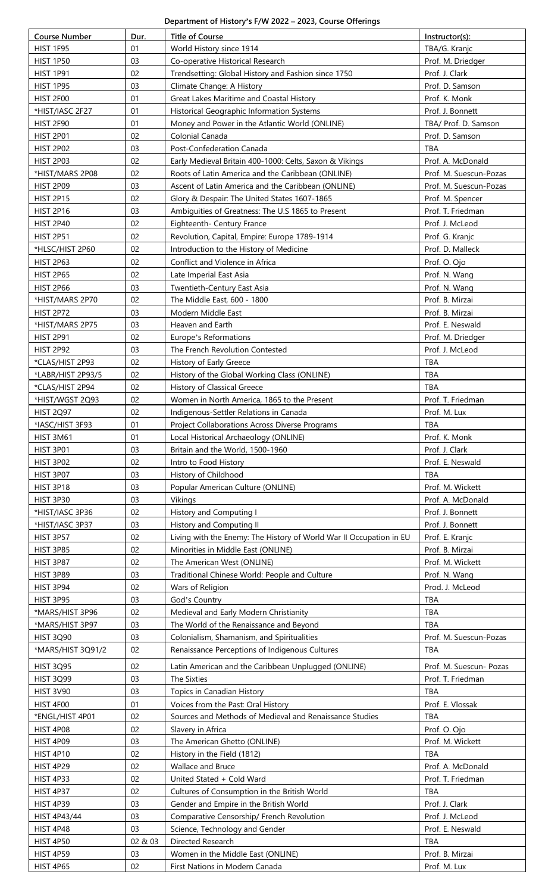**Department of History's F/W 2022 – 2023, Course Offerings**

| Course Number | Dur. | Title of Course | Instructor(s): |
|---|---|---|---|
| HIST 1F95 | 01 | World History since 1914 | TBA/G. Kranjc |
| HIST 1P50 | 03 | Co-operative Historical Research | Prof. M. Driedger |
| HIST 1P91 | 02 | Trendsetting: Global History and Fashion since 1750 | Prof. J. Clark |
| HIST 1P95 | 03 | Climate Change: A History | Prof. D. Samson |
| HIST 2F00 | 01 | Great Lakes Maritime and Coastal History | Prof. K. Monk |
| *HIST/IASC 2F27 | 01 | Historical Geographic Information Systems | Prof. J. Bonnett |
| HIST 2F90 | 01 | Money and Power in the Atlantic World (ONLINE) | TBA/ Prof. D. Samson |
| HIST 2P01 | 02 | Colonial Canada | Prof. D. Samson |
| HIST 2P02 | 03 | Post-Confederation Canada | TBA |
| HIST 2P03 | 02 | Early Medieval Britain 400-1000: Celts, Saxon & Vikings | Prof. A. McDonald |
| *HIST/MARS 2P08 | 02 | Roots of Latin America and the Caribbean (ONLINE) | Prof. M. Suescun-Pozas |
| HIST 2P09 | 03 | Ascent of Latin America and the Caribbean (ONLINE) | Prof. M. Suescun-Pozas |
| HIST 2P15 | 02 | Glory & Despair: The United States 1607-1865 | Prof. M. Spencer |
| HIST 2P16 | 03 | Ambiguities of Greatness: The U.S 1865 to Present | Prof. T. Friedman |
| HIST 2P40 | 02 | Eighteenth- Century France | Prof. J. McLeod |
| HIST 2P51 | 02 | Revolution, Capital, Empire: Europe 1789-1914 | Prof. G. Kranjc |
| *HLSC/HIST 2P60 | 02 | Introduction to the History of Medicine | Prof. D. Malleck |
| HIST 2P63 | 02 | Conflict and Violence in Africa | Prof. O. Ojo |
| HIST 2P65 | 02 | Late Imperial East Asia | Prof. N. Wang |
| HIST 2P66 | 03 | Twentieth-Century East Asia | Prof. N. Wang |
| *HIST/MARS 2P70 | 02 | The Middle East, 600 - 1800 | Prof. B. Mirzai |
| HIST 2P72 | 03 | Modern Middle East | Prof. B. Mirzai |
| *HIST/MARS 2P75 | 03 | Heaven and Earth | Prof. E. Neswald |
| HIST 2P91 | 02 | Europe's Reformations | Prof. M. Driedger |
| HIST 2P92 | 03 | The French Revolution Contested | Prof. J. McLeod |
| *CLAS/HIST 2P93 | 02 | History of Early Greece | TBA |
| *LABR/HIST 2P93/5 | 02 | History of the Global Working Class (ONLINE) | TBA |
| *CLAS/HIST 2P94 | 02 | History of Classical Greece | TBA |
| *HIST/WGST 2Q93 | 02 | Women in North America, 1865 to the Present | Prof. T. Friedman |
| HIST 2Q97 | 02 | Indigenous-Settler Relations in Canada | Prof. M. Lux |
| *IASC/HIST 3F93 | 01 | Project Collaborations Across Diverse Programs | TBA |
| HIST 3M61 | 01 | Local Historical Archaeology (ONLINE) | Prof. K. Monk |
| HIST 3P01 | 03 | Britain and the World, 1500-1960 | Prof. J. Clark |
| HIST 3P02 | 02 | Intro to Food History | Prof. E. Neswald |
| HIST 3P07 | 03 | History of Childhood | TBA |
| HIST 3P18 | 03 | Popular American Culture (ONLINE) | Prof. M. Wickett |
| HIST 3P30 | 03 | Vikings | Prof. A. McDonald |
| *HIST/IASC 3P36 | 02 | History and Computing I | Prof. J. Bonnett |
| *HIST/IASC 3P37 | 03 | History and Computing II | Prof. J. Bonnett |
| HIST 3P57 | 02 | Living with the Enemy: The History of World War II Occupation in EU | Prof. E. Kranjc |
| HIST 3P85 | 02 | Minorities in Middle East (ONLINE) | Prof. B. Mirzai |
| HIST 3P87 | 02 | The American West (ONLINE) | Prof. M. Wickett |
| HIST 3P89 | 03 | Traditional Chinese World: People and Culture | Prof. N. Wang |
| HIST 3P94 | 02 | Wars of Religion | Prod. J. McLeod |
| HIST 3P95 | 03 | God's Country | TBA |
| *MARS/HIST 3P96 | 02 | Medieval and Early Modern Christianity | TBA |
| *MARS/HIST 3P97 | 03 | The World of the Renaissance and Beyond | TBA |
| HIST 3Q90 | 03 | Colonialism, Shamanism, and Spiritualities | Prof. M. Suescun-Pozas |
| *MARS/HIST 3Q91/2 | 02 | Renaissance Perceptions of Indigenous Cultures | TBA |
| HIST 3Q95 | 02 | Latin American and the Caribbean Unplugged (ONLINE) | Prof. M. Suescun- Pozas |
| HIST 3Q99 | 03 | The Sixties | Prof. T. Friedman |
| HIST 3V90 | 03 | Topics in Canadian History | TBA |
| HIST 4F00 | 01 | Voices from the Past: Oral History | Prof. E. Vlossak |
| *ENGL/HIST 4P01 | 02 | Sources and Methods of Medieval and Renaissance Studies | TBA |
| HIST 4P08 | 02 | Slavery in Africa | Prof. O. Ojo |
| HIST 4P09 | 03 | The American Ghetto (ONLINE) | Prof. M. Wickett |
| HIST 4P10 | 02 | History in the Field (1812) | TBA |
| HIST 4P29 | 02 | Wallace and Bruce | Prof. A. McDonald |
| HIST 4P33 | 02 | United Stated + Cold Ward | Prof. T. Friedman |
| HIST 4P37 | 02 | Cultures of Consumption in the British World | TBA |
| HIST 4P39 | 03 | Gender and Empire in the British World | Prof. J. Clark |
| HIST 4P43/44 | 03 | Comparative Censorship/ French Revolution | Prof. J. McLeod |
| HIST 4P48 | 03 | Science, Technology and Gender | Prof. E. Neswald |
| HIST 4P50 | 02 & 03 | Directed Research | TBA |
| HIST 4P59 | 03 | Women in the Middle East (ONLINE) | Prof. B. Mirzai |
| HIST 4P65 | 02 | First Nations in Modern Canada | Prof. M. Lux |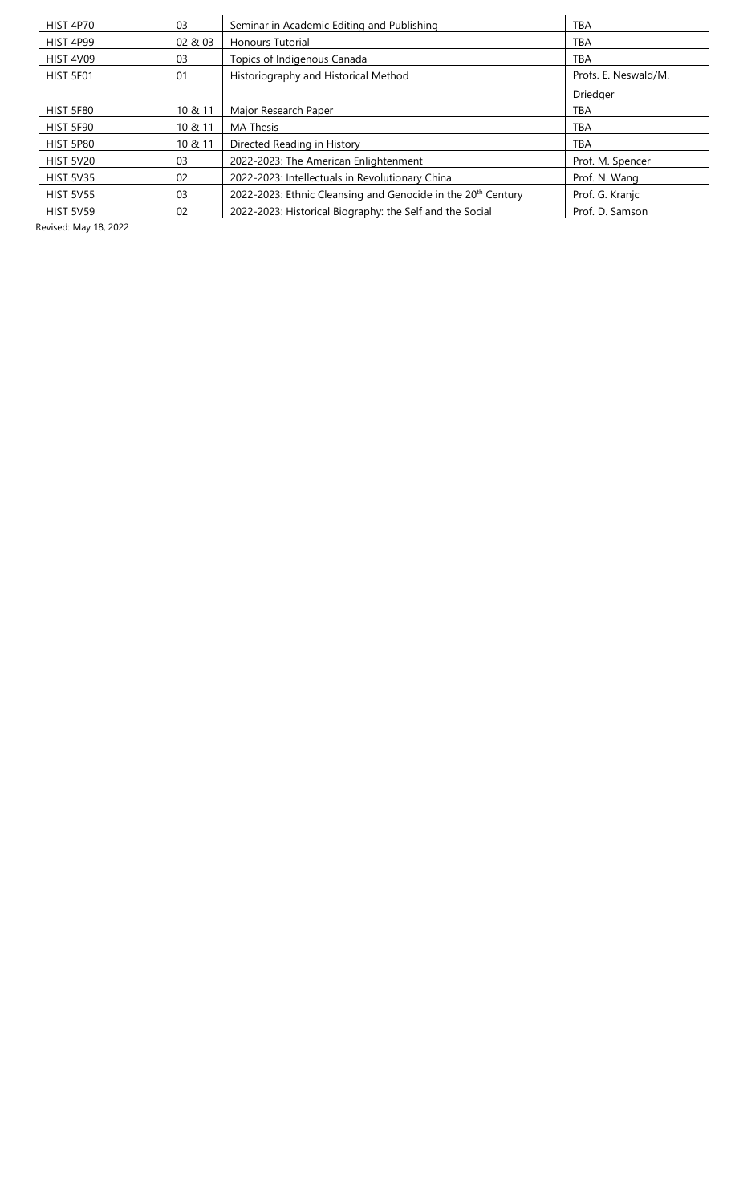| | | | |
|---|---|---|---|
| HIST 4P70 | 03 | Seminar in Academic Editing and Publishing | TBA |
| HIST 4P99 | 02 & 03 | Honours Tutorial | TBA |
| HIST 4V09 | 03 | Topics of Indigenous Canada | TBA |
| HIST 5F01 | 01 | Historiography and Historical Method | Profs. E. Neswald/M. Driedger |
| HIST 5F80 | 10 & 11 | Major Research Paper | TBA |
| HIST 5F90 | 10 & 11 | MA Thesis | TBA |
| HIST 5P80 | 10 & 11 | Directed Reading in History | TBA |
| HIST 5V20 | 03 | 2022-2023: The American Enlightenment | Prof. M. Spencer |
| HIST 5V35 | 02 | 2022-2023: Intellectuals in Revolutionary China | Prof. N. Wang |
| HIST 5V55 | 03 | 2022-2023: Ethnic Cleansing and Genocide in the 20th Century | Prof. G. Kranjc |
| HIST 5V59 | 02 | 2022-2023: Historical Biography: the Self and the Social | Prof. D. Samson |

Revised: May 18, 2022